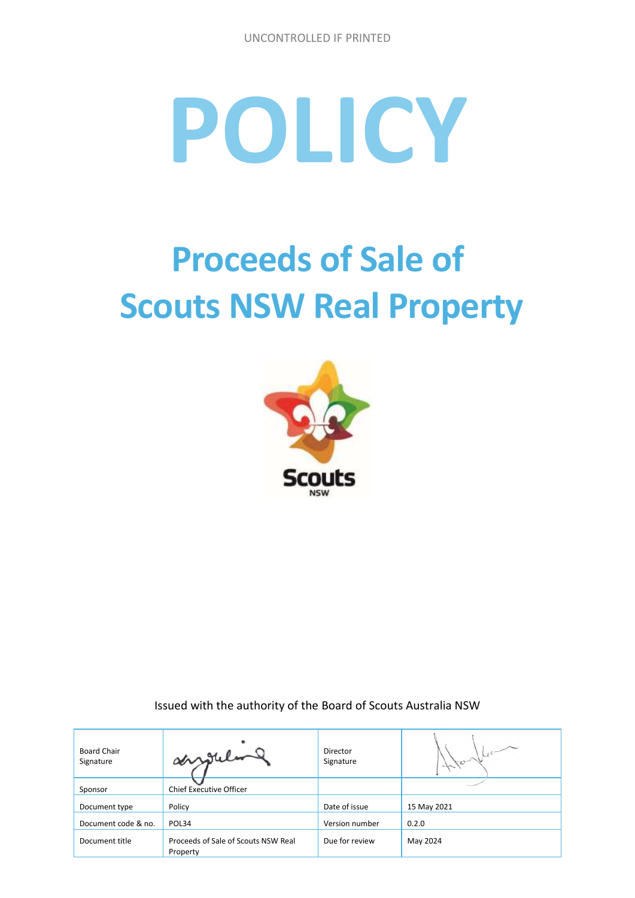UNCONTROLLED IF PRINTED

# POLICY

# Proceeds of Sale of Scouts NSW Real Property

Issued with the authority of the Board of Scouts Australia NSW

| Board Chair Signature | | Director Signature | |
|---|---|---|---|
| Sponsor | Chief Executive Officer | | |
| Document type | Policy | Date of issue | 15 May 2021 |
| Document code & no. | POL34 | Version number | 0.2.0 |
| Document title | Proceeds of Sale of Scouts NSW Real Property | Due for review | May 2024 |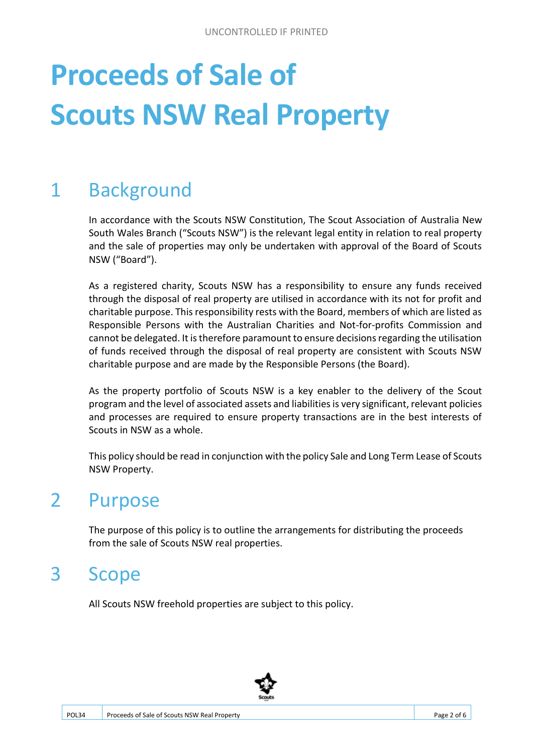# Proceeds of Sale of Scouts NSW Real Property

## 1 Background

In accordance with the Scouts NSW Constitution, The Scout Association of Australia New South Wales Branch ("Scouts NSW") is the relevant legal entity in relation to real property and the sale of properties may only be undertaken with approval of the Board of Scouts NSW ("Board").

As a registered charity, Scouts NSW has a responsibility to ensure any funds received through the disposal of real property are utilised in accordance with its not for profit and charitable purpose. This responsibility rests with the Board, members of which are listed as Responsible Persons with the Australian Charities and Not-for-profits Commission and cannot be delegated. It is therefore paramount to ensure decisions regarding the utilisation of funds received through the disposal of real property are consistent with Scouts NSW charitable purpose and are made by the Responsible Persons (the Board).

As the property portfolio of Scouts NSW is a key enabler to the delivery of the Scout program and the level of associated assets and liabilities is very significant, relevant policies and processes are required to ensure property transactions are in the best interests of Scouts in NSW as a whole.

This policy should be read in conjunction with the policy Sale and Long Term Lease of Scouts NSW Property.

## 2 Purpose

The purpose of this policy is to outline the arrangements for distributing the proceeds from the sale of Scouts NSW real properties.

## 3 Scope

All Scouts NSW freehold properties are subject to this policy.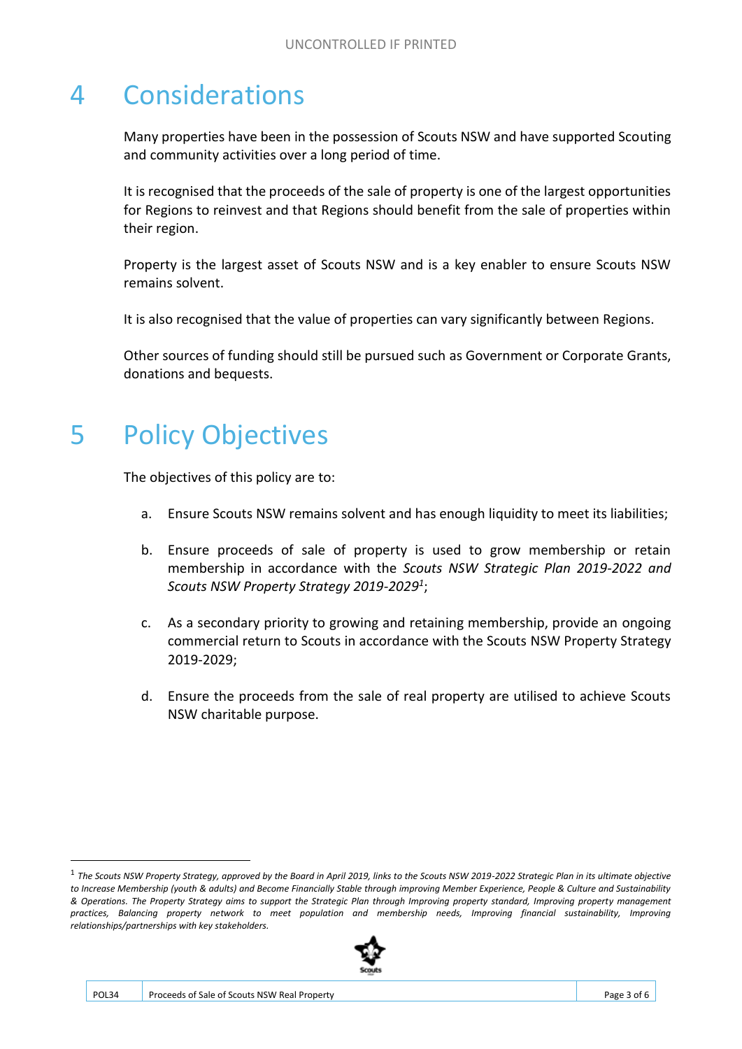# 4 Considerations

Many properties have been in the possession of Scouts NSW and have supported Scouting and community activities over a long period of time.

It is recognised that the proceeds of the sale of property is one of the largest opportunities for Regions to reinvest and that Regions should benefit from the sale of properties within their region.

Property is the largest asset of Scouts NSW and is a key enabler to ensure Scouts NSW remains solvent.

It is also recognised that the value of properties can vary significantly between Regions.

Other sources of funding should still be pursued such as Government or Corporate Grants, donations and bequests.

# 5 Policy Objectives

The objectives of this policy are to:

a. Ensure Scouts NSW remains solvent and has enough liquidity to meet its liabilities;

b. Ensure proceeds of sale of property is used to grow membership or retain membership in accordance with the *Scouts NSW Strategic Plan 2019-2022 and Scouts NSW Property Strategy 2019-2029*[1];

c. As a secondary priority to growing and retaining membership, provide an ongoing commercial return to Scouts in accordance with the Scouts NSW Property Strategy 2019-2029;

d. Ensure the proceeds from the sale of real property are utilised to achieve Scouts NSW charitable purpose.

---

[1] *The Scouts NSW Property Strategy, approved by the Board in April 2019, links to the Scouts NSW 2019-2022 Strategic Plan in its ultimate objective to Increase Membership (youth & adults) and Become Financially Stable through improving Member Experience, People & Culture and Sustainability & Operations. The Property Strategy aims to support the Strategic Plan through Improving property standard, Improving property management practices, Balancing property network to meet population and membership needs, Improving financial sustainability, Improving relationships/partnerships with key stakeholders.*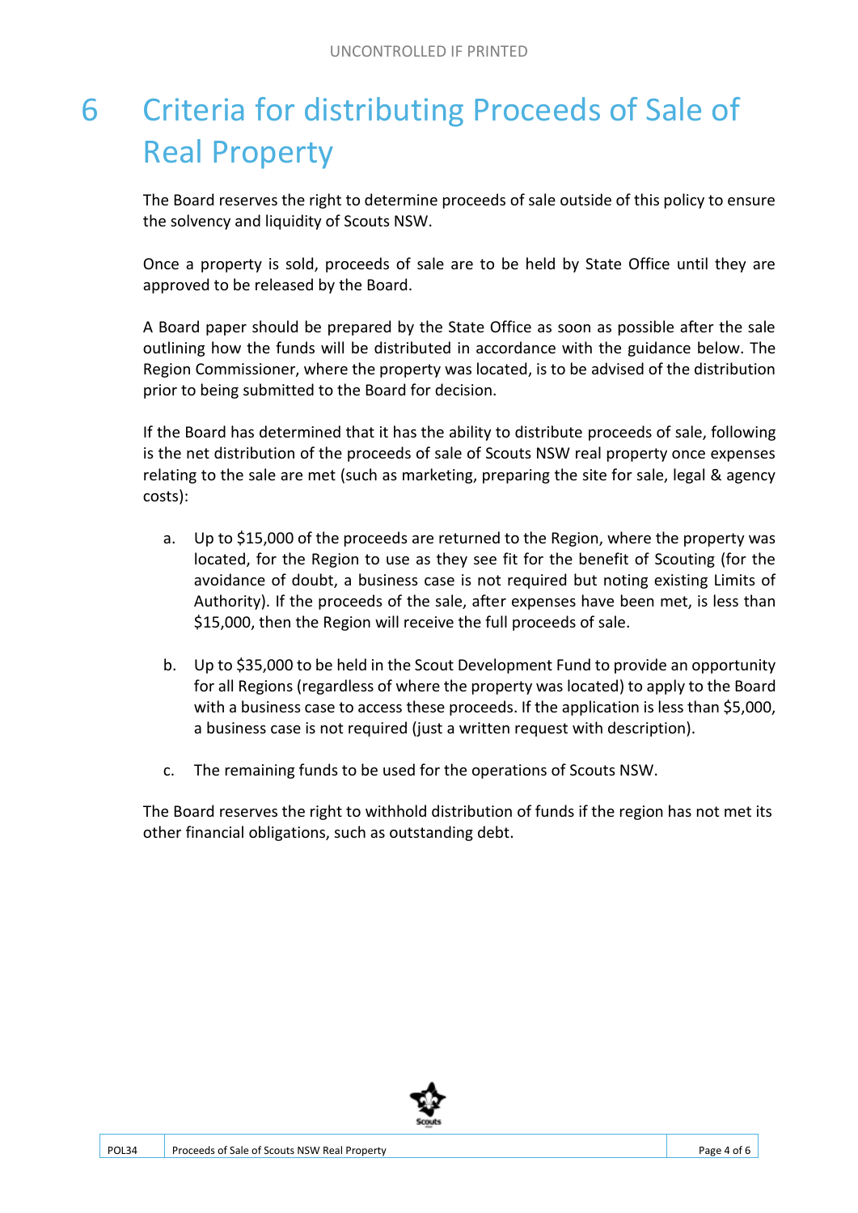# 6 Criteria for distributing Proceeds of Sale of Real Property

The Board reserves the right to determine proceeds of sale outside of this policy to ensure the solvency and liquidity of Scouts NSW.

Once a property is sold, proceeds of sale are to be held by State Office until they are approved to be released by the Board.

A Board paper should be prepared by the State Office as soon as possible after the sale outlining how the funds will be distributed in accordance with the guidance below. The Region Commissioner, where the property was located, is to be advised of the distribution prior to being submitted to the Board for decision.

If the Board has determined that it has the ability to distribute proceeds of sale, following is the net distribution of the proceeds of sale of Scouts NSW real property once expenses relating to the sale are met (such as marketing, preparing the site for sale, legal & agency costs):

a. Up to $15,000 of the proceeds are returned to the Region, where the property was located, for the Region to use as they see fit for the benefit of Scouting (for the avoidance of doubt, a business case is not required but noting existing Limits of Authority). If the proceeds of the sale, after expenses have been met, is less than $15,000, then the Region will receive the full proceeds of sale.

b. Up to $35,000 to be held in the Scout Development Fund to provide an opportunity for all Regions (regardless of where the property was located) to apply to the Board with a business case to access these proceeds. If the application is less than $5,000, a business case is not required (just a written request with description).

c. The remaining funds to be used for the operations of Scouts NSW.

The Board reserves the right to withhold distribution of funds if the region has not met its other financial obligations, such as outstanding debt.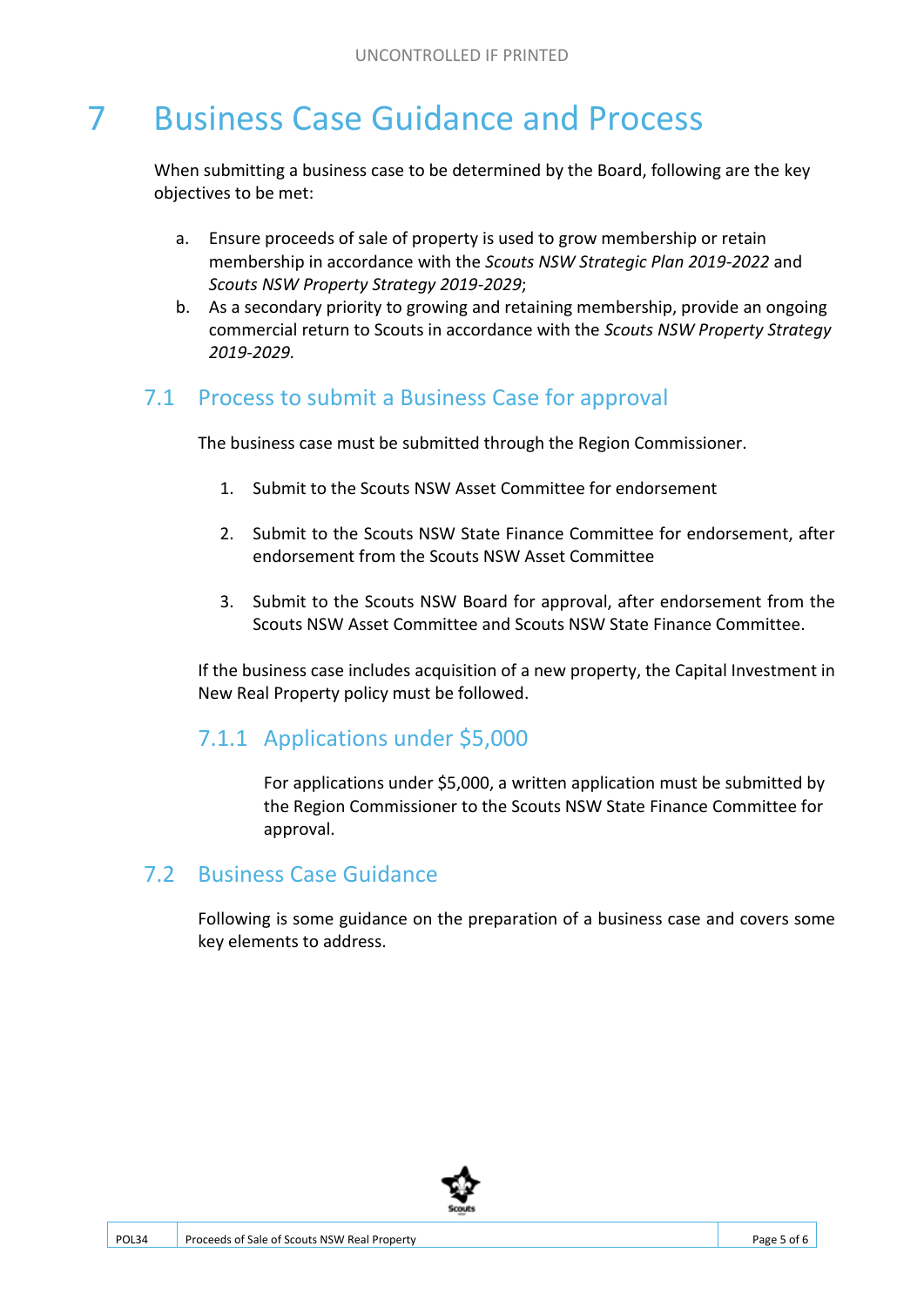# 7 Business Case Guidance and Process

When submitting a business case to be determined by the Board, following are the key objectives to be met:

a. Ensure proceeds of sale of property is used to grow membership or retain membership in accordance with the *Scouts NSW Strategic Plan 2019-2022* and *Scouts NSW Property Strategy 2019-2029*;

b. As a secondary priority to growing and retaining membership, provide an ongoing commercial return to Scouts in accordance with the *Scouts NSW Property Strategy 2019-2029.*

## 7.1 Process to submit a Business Case for approval

The business case must be submitted through the Region Commissioner.

1. Submit to the Scouts NSW Asset Committee for endorsement

2. Submit to the Scouts NSW State Finance Committee for endorsement, after endorsement from the Scouts NSW Asset Committee

3. Submit to the Scouts NSW Board for approval, after endorsement from the Scouts NSW Asset Committee and Scouts NSW State Finance Committee.

If the business case includes acquisition of a new property, the Capital Investment in New Real Property policy must be followed.

### 7.1.1 Applications under $5,000

For applications under $5,000, a written application must be submitted by the Region Commissioner to the Scouts NSW State Finance Committee for approval.

## 7.2 Business Case Guidance

Following is some guidance on the preparation of a business case and covers some key elements to address.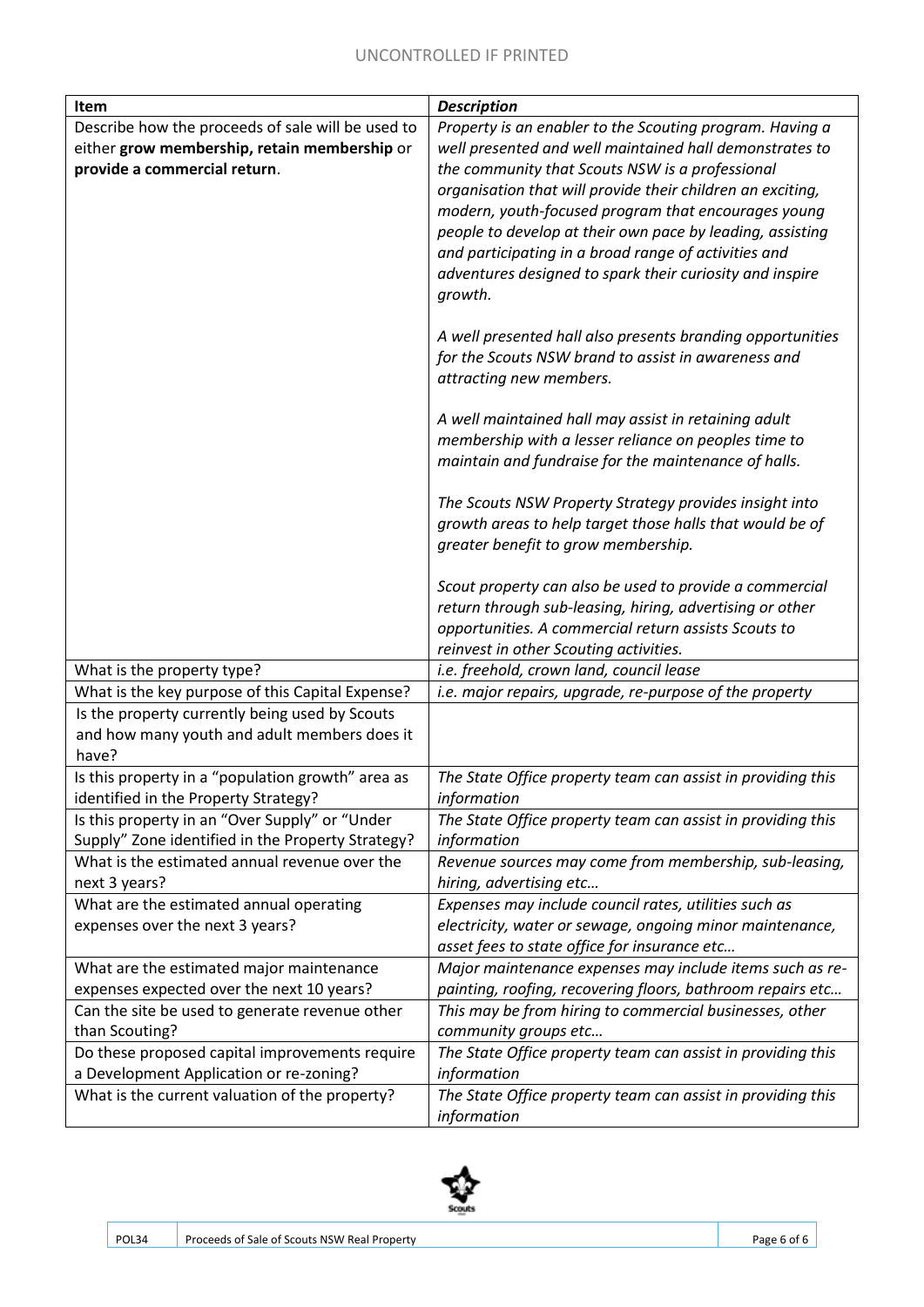| Item | Description |
|---|---|
| Describe how the proceeds of sale will be used to either **grow membership, retain membership** or **provide a commercial return**. | *Property is an enabler to the Scouting program. Having a well presented and well maintained hall demonstrates to the community that Scouts NSW is a professional organisation that will provide their children an exciting, modern, youth-focused program that encourages young people to develop at their own pace by leading, assisting and participating in a broad range of activities and adventures designed to spark their curiosity and inspire growth.*<br><br>*A well presented hall also presents branding opportunities for the Scouts NSW brand to assist in awareness and attracting new members.*<br><br>*A well maintained hall may assist in retaining adult membership with a lesser reliance on peoples time to maintain and fundraise for the maintenance of halls.*<br><br>*The Scouts NSW Property Strategy provides insight into growth areas to help target those halls that would be of greater benefit to grow membership.*<br><br>*Scout property can also be used to provide a commercial return through sub-leasing, hiring, advertising or other opportunities. A commercial return assists Scouts to reinvest in other Scouting activities.* |
| What is the property type? | *i.e. freehold, crown land, council lease* |
| What is the key purpose of this Capital Expense? | *i.e. major repairs, upgrade, re-purpose of the property* |
| Is the property currently being used by Scouts and how many youth and adult members does it have? | |
| Is this property in a "population growth" area as identified in the Property Strategy? | *The State Office property team can assist in providing this information* |
| Is this property in an "Over Supply" or "Under Supply" Zone identified in the Property Strategy? | *The State Office property team can assist in providing this information* |
| What is the estimated annual revenue over the next 3 years? | *Revenue sources may come from membership, sub-leasing, hiring, advertising etc…* |
| What are the estimated annual operating expenses over the next 3 years? | *Expenses may include council rates, utilities such as electricity, water or sewage, ongoing minor maintenance, asset fees to state office for insurance etc…* |
| What are the estimated major maintenance expenses expected over the next 10 years? | *Major maintenance expenses may include items such as re-painting, roofing, recovering floors, bathroom repairs etc…* |
| Can the site be used to generate revenue other than Scouting? | *This may be from hiring to commercial businesses, other community groups etc…* |
| Do these proposed capital improvements require a Development Application or re-zoning? | *The State Office property team can assist in providing this information* |
| What is the current valuation of the property? | *The State Office property team can assist in providing this information* |